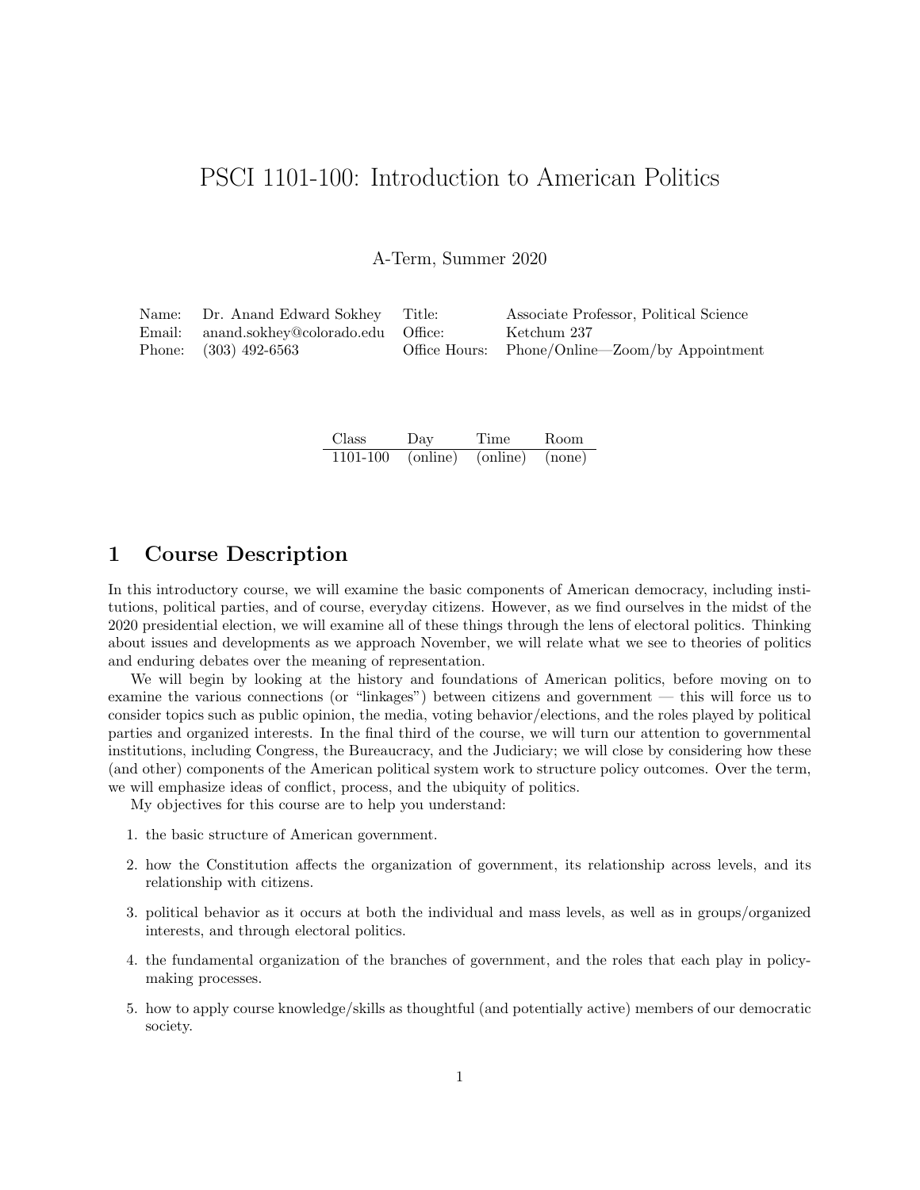# PSCI 1101-100: Introduction to American Politics

A-Term, Summer 2020

| Name: | Dr. Anand Edward Sokhey | Title: | Associate Professor, Political Science |
|---|---|---|---|
| Email: | anand.sokhey@colorado.edu | Office: | Ketchum 237 |
| Phone: | (303) 492-6563 | Office Hours: | Phone/Online—Zoom/by Appointment |

| Class | Day | Time | Room |
|---|---|---|---|
| 1101-100 | (online) | (online) | (none) |

## 1 Course Description

In this introductory course, we will examine the basic components of American democracy, including institutions, political parties, and of course, everyday citizens. However, as we find ourselves in the midst of the 2020 presidential election, we will examine all of these things through the lens of electoral politics. Thinking about issues and developments as we approach November, we will relate what we see to theories of politics and enduring debates over the meaning of representation.

We will begin by looking at the history and foundations of American politics, before moving on to examine the various connections (or "linkages") between citizens and government — this will force us to consider topics such as public opinion, the media, voting behavior/elections, and the roles played by political parties and organized interests. In the final third of the course, we will turn our attention to governmental institutions, including Congress, the Bureaucracy, and the Judiciary; we will close by considering how these (and other) components of the American political system work to structure policy outcomes. Over the term, we will emphasize ideas of conflict, process, and the ubiquity of politics.

My objectives for this course are to help you understand:

1. the basic structure of American government.
2. how the Constitution affects the organization of government, its relationship across levels, and its relationship with citizens.
3. political behavior as it occurs at both the individual and mass levels, as well as in groups/organized interests, and through electoral politics.
4. the fundamental organization of the branches of government, and the roles that each play in policy-making processes.
5. how to apply course knowledge/skills as thoughtful (and potentially active) members of our democratic society.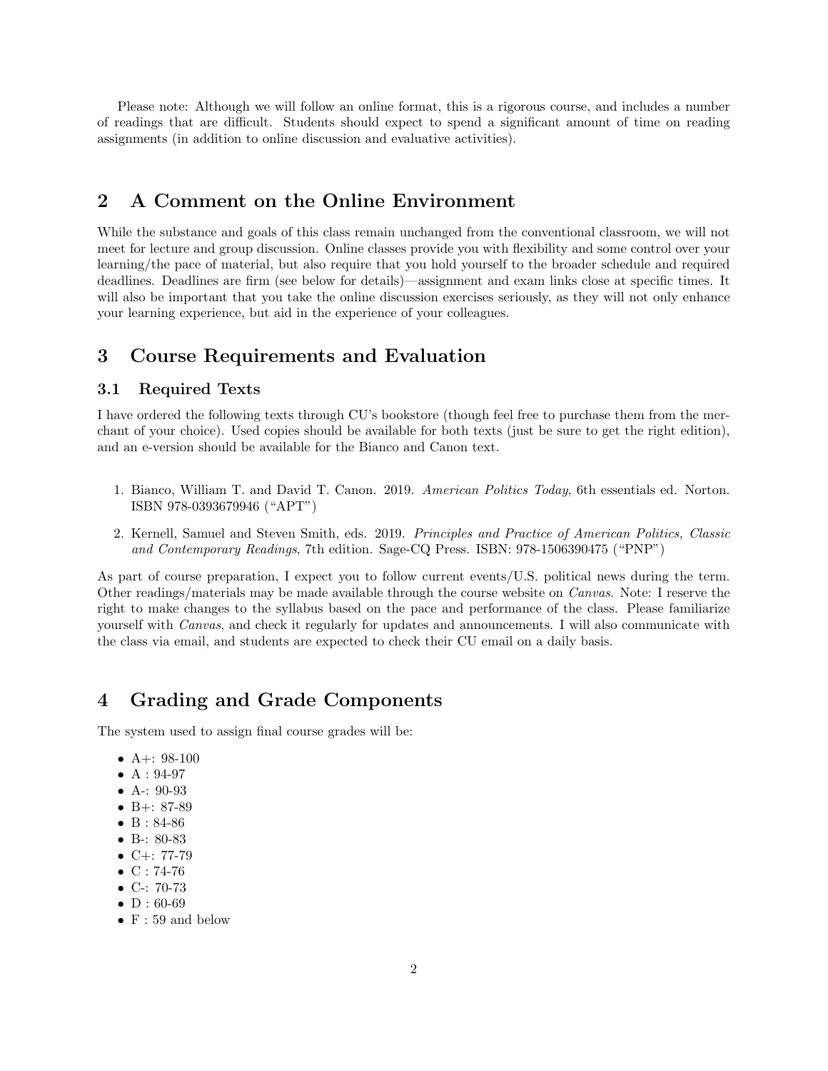Please note: Although we will follow an online format, this is a rigorous course, and includes a number of readings that are difficult. Students should expect to spend a significant amount of time on reading assignments (in addition to online discussion and evaluative activities).

## 2 A Comment on the Online Environment

While the substance and goals of this class remain unchanged from the conventional classroom, we will not meet for lecture and group discussion. Online classes provide you with flexibility and some control over your learning/the pace of material, but also require that you hold yourself to the broader schedule and required deadlines. Deadlines are firm (see below for details)—assignment and exam links close at specific times. It will also be important that you take the online discussion exercises seriously, as they will not only enhance your learning experience, but aid in the experience of your colleagues.

## 3 Course Requirements and Evaluation

### 3.1 Required Texts

I have ordered the following texts through CU's bookstore (though feel free to purchase them from the merchant of your choice). Used copies should be available for both texts (just be sure to get the right edition), and an e-version should be available for the Bianco and Canon text.

1. Bianco, William T. and David T. Canon. 2019. *American Politics Today*, 6th essentials ed. Norton. ISBN 978-0393679946 ("APT")
2. Kernell, Samuel and Steven Smith, eds. 2019. *Principles and Practice of American Politics, Classic and Contemporary Readings*, 7th edition. Sage-CQ Press. ISBN: 978-1506390475 ("PNP")

As part of course preparation, I expect you to follow current events/U.S. political news during the term. Other readings/materials may be made available through the course website on *Canvas*. Note: I reserve the right to make changes to the syllabus based on the pace and performance of the class. Please familiarize yourself with *Canvas*, and check it regularly for updates and announcements. I will also communicate with the class via email, and students are expected to check their CU email on a daily basis.

## 4 Grading and Grade Components

The system used to assign final course grades will be:

- A+: 98-100
- A : 94-97
- A-: 90-93
- B+: 87-89
- B : 84-86
- B-: 80-83
- C+: 77-79
- C : 74-76
- C-: 70-73
- D : 60-69
- F : 59 and below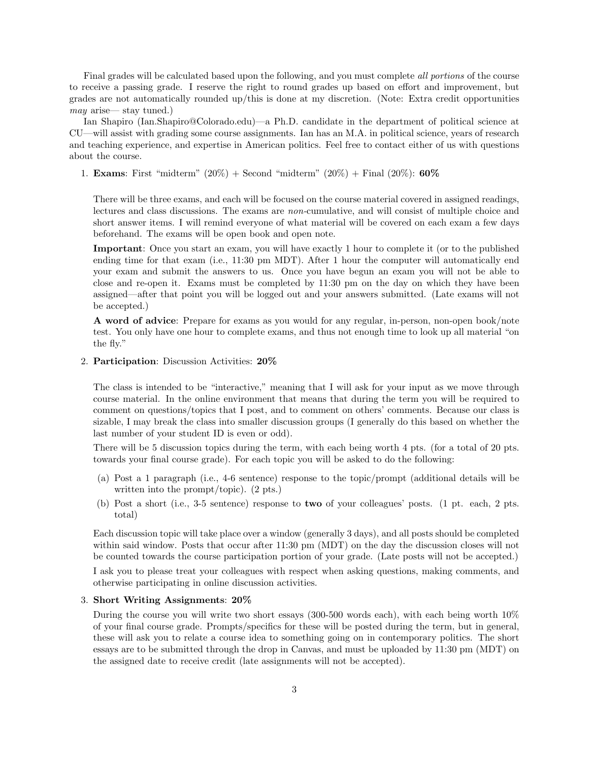Final grades will be calculated based upon the following, and you must complete *all portions* of the course to receive a passing grade. I reserve the right to round grades up based on effort and improvement, but grades are not automatically rounded up/this is done at my discretion. (Note: Extra credit opportunities *may* arise— stay tuned.)

Ian Shapiro (Ian.Shapiro@Colorado.edu)—a Ph.D. candidate in the department of political science at CU—will assist with grading some course assignments. Ian has an M.A. in political science, years of research and teaching experience, and expertise in American politics. Feel free to contact either of us with questions about the course.

1. **Exams**: First "midterm" (20%) + Second "midterm" (20%) + Final (20%): **60%**

   There will be three exams, and each will be focused on the course material covered in assigned readings, lectures and class discussions. The exams are *non*-cumulative, and will consist of multiple choice and short answer items. I will remind everyone of what material will be covered on each exam a few days beforehand. The exams will be open book and open note.

   **Important**: Once you start an exam, you will have exactly 1 hour to complete it (or to the published ending time for that exam (i.e., 11:30 pm MDT). After 1 hour the computer will automatically end your exam and submit the answers to us. Once you have begun an exam you will not be able to close and re-open it. Exams must be completed by 11:30 pm on the day on which they have been assigned—after that point you will be logged out and your answers submitted. (Late exams will not be accepted.)

   **A word of advice**: Prepare for exams as you would for any regular, in-person, non-open book/note test. You only have one hour to complete exams, and thus not enough time to look up all material "on the fly."

2. **Participation**: Discussion Activities: **20%**

   The class is intended to be "interactive," meaning that I will ask for your input as we move through course material. In the online environment that means that during the term you will be required to comment on questions/topics that I post, and to comment on others' comments. Because our class is sizable, I may break the class into smaller discussion groups (I generally do this based on whether the last number of your student ID is even or odd).

   There will be 5 discussion topics during the term, with each being worth 4 pts. (for a total of 20 pts. towards your final course grade). For each topic you will be asked to do the following:

   (a) Post a 1 paragraph (i.e., 4-6 sentence) response to the topic/prompt (additional details will be written into the prompt/topic). (2 pts.)

   (b) Post a short (i.e., 3-5 sentence) response to **two** of your colleagues' posts. (1 pt. each, 2 pts. total)

   Each discussion topic will take place over a window (generally 3 days), and all posts should be completed within said window. Posts that occur after 11:30 pm (MDT) on the day the discussion closes will not be counted towards the course participation portion of your grade. (Late posts will not be accepted.)

   I ask you to please treat your colleagues with respect when asking questions, making comments, and otherwise participating in online discussion activities.

3. **Short Writing Assignments**: **20%**

   During the course you will write two short essays (300-500 words each), with each being worth 10% of your final course grade. Prompts/specifics for these will be posted during the term, but in general, these will ask you to relate a course idea to something going on in contemporary politics. The short essays are to be submitted through the drop in Canvas, and must be uploaded by 11:30 pm (MDT) on the assigned date to receive credit (late assignments will not be accepted).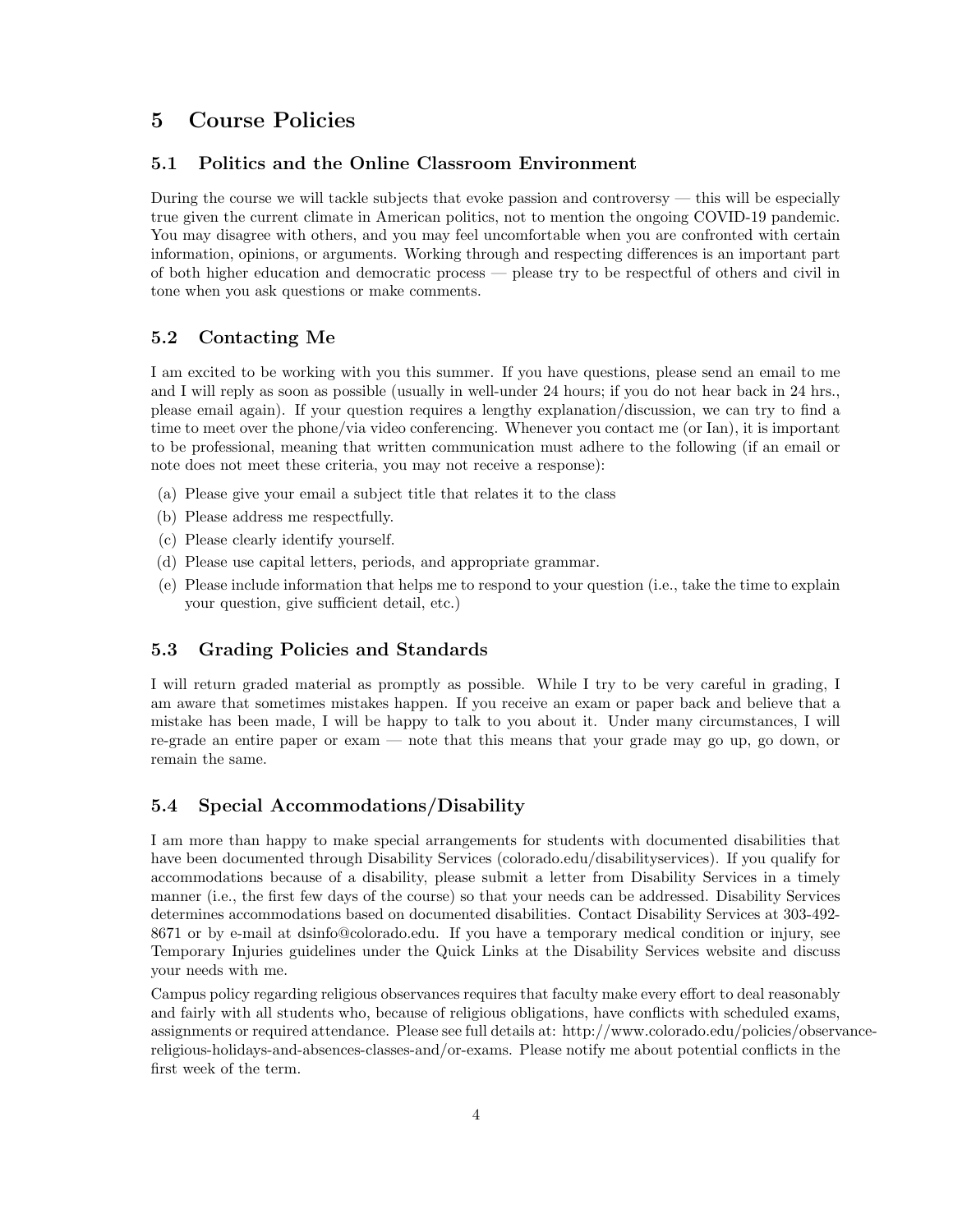# 5 Course Policies

## 5.1 Politics and the Online Classroom Environment

During the course we will tackle subjects that evoke passion and controversy — this will be especially true given the current climate in American politics, not to mention the ongoing COVID-19 pandemic. You may disagree with others, and you may feel uncomfortable when you are confronted with certain information, opinions, or arguments. Working through and respecting differences is an important part of both higher education and democratic process — please try to be respectful of others and civil in tone when you ask questions or make comments.

## 5.2 Contacting Me

I am excited to be working with you this summer. If you have questions, please send an email to me and I will reply as soon as possible (usually in well-under 24 hours; if you do not hear back in 24 hrs., please email again). If your question requires a lengthy explanation/discussion, we can try to find a time to meet over the phone/via video conferencing. Whenever you contact me (or Ian), it is important to be professional, meaning that written communication must adhere to the following (if an email or note does not meet these criteria, you may not receive a response):

(a) Please give your email a subject title that relates it to the class

(b) Please address me respectfully.

(c) Please clearly identify yourself.

(d) Please use capital letters, periods, and appropriate grammar.

(e) Please include information that helps me to respond to your question (i.e., take the time to explain your question, give sufficient detail, etc.)

## 5.3 Grading Policies and Standards

I will return graded material as promptly as possible. While I try to be very careful in grading, I am aware that sometimes mistakes happen. If you receive an exam or paper back and believe that a mistake has been made, I will be happy to talk to you about it. Under many circumstances, I will re-grade an entire paper or exam — note that this means that your grade may go up, go down, or remain the same.

## 5.4 Special Accommodations/Disability

I am more than happy to make special arrangements for students with documented disabilities that have been documented through Disability Services (colorado.edu/disabilityservices). If you qualify for accommodations because of a disability, please submit a letter from Disability Services in a timely manner (i.e., the first few days of the course) so that your needs can be addressed. Disability Services determines accommodations based on documented disabilities. Contact Disability Services at 303-492-8671 or by e-mail at dsinfo@colorado.edu. If you have a temporary medical condition or injury, see Temporary Injuries guidelines under the Quick Links at the Disability Services website and discuss your needs with me.

Campus policy regarding religious observances requires that faculty make every effort to deal reasonably and fairly with all students who, because of religious obligations, have conflicts with scheduled exams, assignments or required attendance. Please see full details at: http://www.colorado.edu/policies/observance-religious-holidays-and-absences-classes-and/or-exams. Please notify me about potential conflicts in the first week of the term.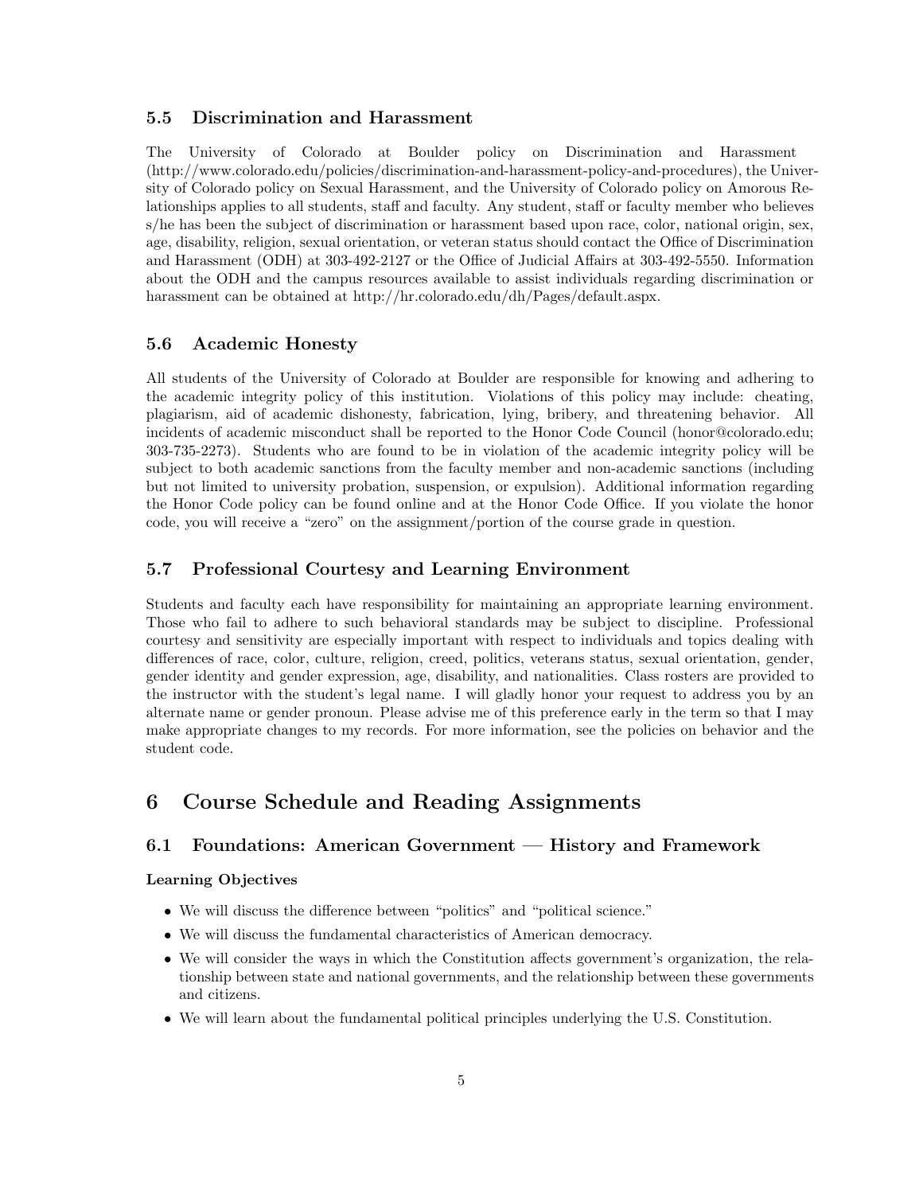### 5.5 Discrimination and Harassment

The University of Colorado at Boulder policy on Discrimination and Harassment (http://www.colorado.edu/policies/discrimination-and-harassment-policy-and-procedures), the University of Colorado policy on Sexual Harassment, and the University of Colorado policy on Amorous Relationships applies to all students, staff and faculty. Any student, staff or faculty member who believes s/he has been the subject of discrimination or harassment based upon race, color, national origin, sex, age, disability, religion, sexual orientation, or veteran status should contact the Office of Discrimination and Harassment (ODH) at 303-492-2127 or the Office of Judicial Affairs at 303-492-5550. Information about the ODH and the campus resources available to assist individuals regarding discrimination or harassment can be obtained at http://hr.colorado.edu/dh/Pages/default.aspx.

### 5.6 Academic Honesty

All students of the University of Colorado at Boulder are responsible for knowing and adhering to the academic integrity policy of this institution. Violations of this policy may include: cheating, plagiarism, aid of academic dishonesty, fabrication, lying, bribery, and threatening behavior. All incidents of academic misconduct shall be reported to the Honor Code Council (honor@colorado.edu; 303-735-2273). Students who are found to be in violation of the academic integrity policy will be subject to both academic sanctions from the faculty member and non-academic sanctions (including but not limited to university probation, suspension, or expulsion). Additional information regarding the Honor Code policy can be found online and at the Honor Code Office. If you violate the honor code, you will receive a "zero" on the assignment/portion of the course grade in question.

### 5.7 Professional Courtesy and Learning Environment

Students and faculty each have responsibility for maintaining an appropriate learning environment. Those who fail to adhere to such behavioral standards may be subject to discipline. Professional courtesy and sensitivity are especially important with respect to individuals and topics dealing with differences of race, color, culture, religion, creed, politics, veterans status, sexual orientation, gender, gender identity and gender expression, age, disability, and nationalities. Class rosters are provided to the instructor with the student's legal name. I will gladly honor your request to address you by an alternate name or gender pronoun. Please advise me of this preference early in the term so that I may make appropriate changes to my records. For more information, see the policies on behavior and the student code.

## 6 Course Schedule and Reading Assignments

### 6.1 Foundations: American Government — History and Framework

**Learning Objectives**

- We will discuss the difference between "politics" and "political science."
- We will discuss the fundamental characteristics of American democracy.
- We will consider the ways in which the Constitution affects government's organization, the relationship between state and national governments, and the relationship between these governments and citizens.
- We will learn about the fundamental political principles underlying the U.S. Constitution.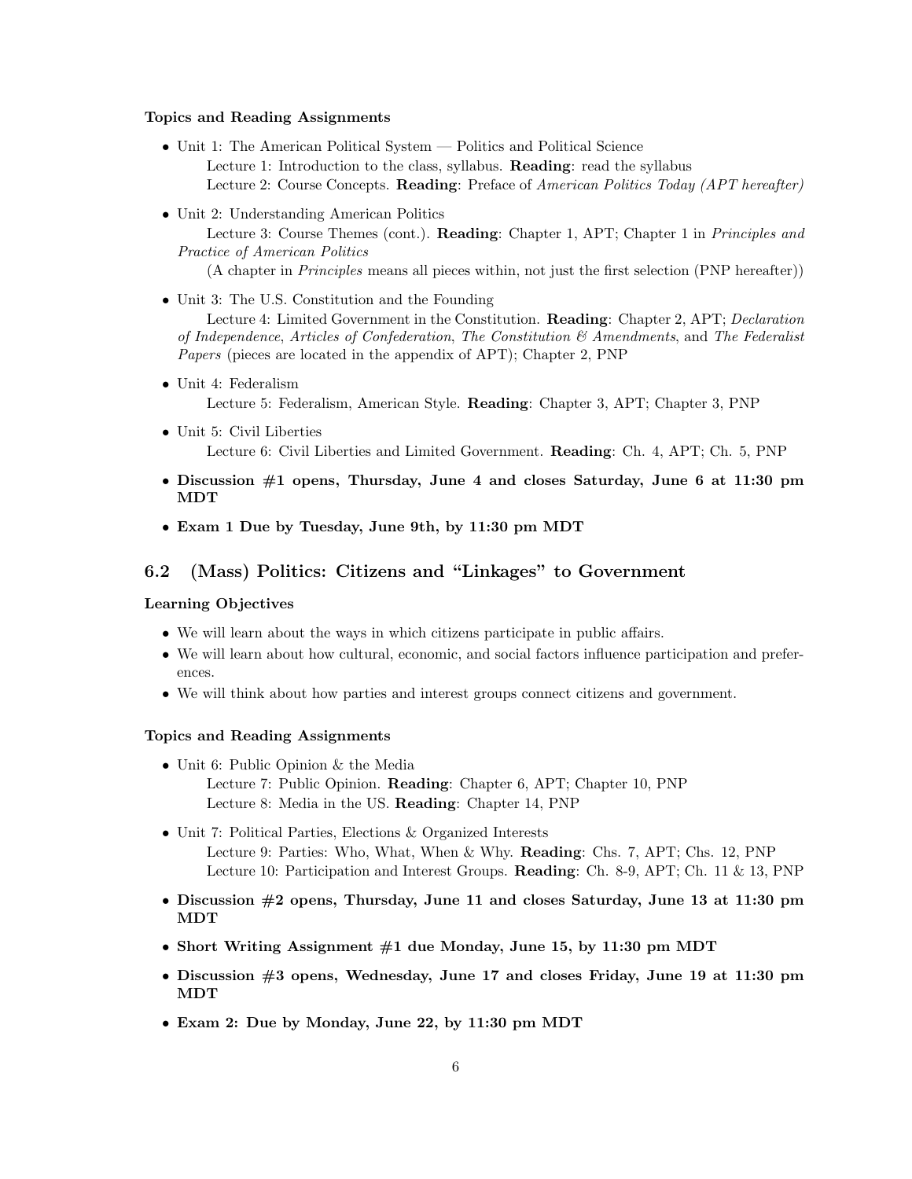#### Topics and Reading Assignments

- Unit 1: The American Political System — Politics and Political Science
  - Lecture 1: Introduction to the class, syllabus. **Reading**: read the syllabus
  - Lecture 2: Course Concepts. **Reading**: Preface of *American Politics Today (APT hereafter)*
- Unit 2: Understanding American Politics
  - Lecture 3: Course Themes (cont.). **Reading**: Chapter 1, APT; Chapter 1 in *Principles and Practice of American Politics*
  - (A chapter in *Principles* means all pieces within, not just the first selection (PNP hereafter))
- Unit 3: The U.S. Constitution and the Founding
  - Lecture 4: Limited Government in the Constitution. **Reading**: Chapter 2, APT; *Declaration of Independence*, *Articles of Confederation*, *The Constitution & Amendments*, and *The Federalist Papers* (pieces are located in the appendix of APT); Chapter 2, PNP
- Unit 4: Federalism
  - Lecture 5: Federalism, American Style. **Reading**: Chapter 3, APT; Chapter 3, PNP
- Unit 5: Civil Liberties
  - Lecture 6: Civil Liberties and Limited Government. **Reading**: Ch. 4, APT; Ch. 5, PNP
- **Discussion #1 opens, Thursday, June 4 and closes Saturday, June 6 at 11:30 pm MDT**
- **Exam 1 Due by Tuesday, June 9th, by 11:30 pm MDT**

## 6.2 (Mass) Politics: Citizens and "Linkages" to Government

#### Learning Objectives

- We will learn about the ways in which citizens participate in public affairs.
- We will learn about how cultural, economic, and social factors influence participation and preferences.
- We will think about how parties and interest groups connect citizens and government.

#### Topics and Reading Assignments

- Unit 6: Public Opinion & the Media
  - Lecture 7: Public Opinion. **Reading**: Chapter 6, APT; Chapter 10, PNP
  - Lecture 8: Media in the US. **Reading**: Chapter 14, PNP
- Unit 7: Political Parties, Elections & Organized Interests
  - Lecture 9: Parties: Who, What, When & Why. **Reading**: Chs. 7, APT; Chs. 12, PNP
  - Lecture 10: Participation and Interest Groups. **Reading**: Ch. 8-9, APT; Ch. 11 & 13, PNP
- **Discussion #2 opens, Thursday, June 11 and closes Saturday, June 13 at 11:30 pm MDT**
- **Short Writing Assignment #1 due Monday, June 15, by 11:30 pm MDT**
- **Discussion #3 opens, Wednesday, June 17 and closes Friday, June 19 at 11:30 pm MDT**
- **Exam 2: Due by Monday, June 22, by 11:30 pm MDT**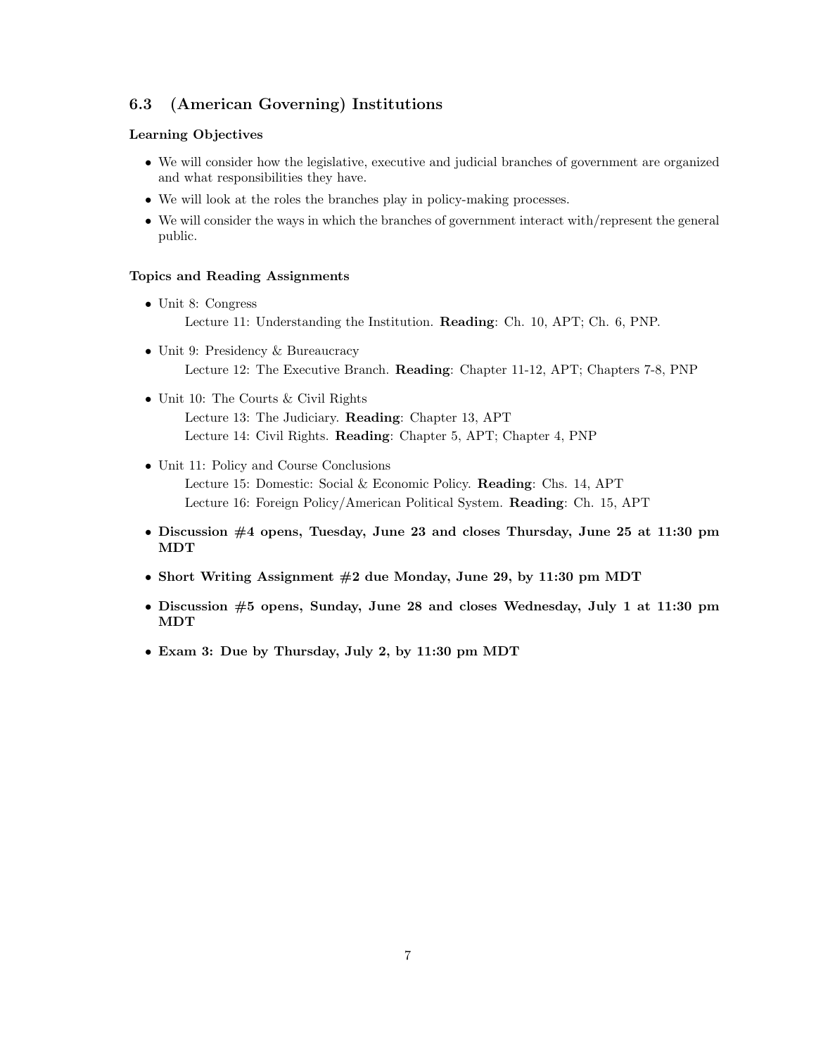## 6.3 (American Governing) Institutions

**Learning Objectives**

- We will consider how the legislative, executive and judicial branches of government are organized and what responsibilities they have.
- We will look at the roles the branches play in policy-making processes.
- We will consider the ways in which the branches of government interact with/represent the general public.

**Topics and Reading Assignments**

- Unit 8: Congress
  Lecture 11: Understanding the Institution. **Reading**: Ch. 10, APT; Ch. 6, PNP.
- Unit 9: Presidency & Bureaucracy
  Lecture 12: The Executive Branch. **Reading**: Chapter 11-12, APT; Chapters 7-8, PNP
- Unit 10: The Courts & Civil Rights
  Lecture 13: The Judiciary. **Reading**: Chapter 13, APT
  Lecture 14: Civil Rights. **Reading**: Chapter 5, APT; Chapter 4, PNP
- Unit 11: Policy and Course Conclusions
  Lecture 15: Domestic: Social & Economic Policy. **Reading**: Chs. 14, APT
  Lecture 16: Foreign Policy/American Political System. **Reading**: Ch. 15, APT
- **Discussion #4 opens, Tuesday, June 23 and closes Thursday, June 25 at 11:30 pm MDT**
- **Short Writing Assignment #2 due Monday, June 29, by 11:30 pm MDT**
- **Discussion #5 opens, Sunday, June 28 and closes Wednesday, July 1 at 11:30 pm MDT**
- **Exam 3: Due by Thursday, July 2, by 11:30 pm MDT**